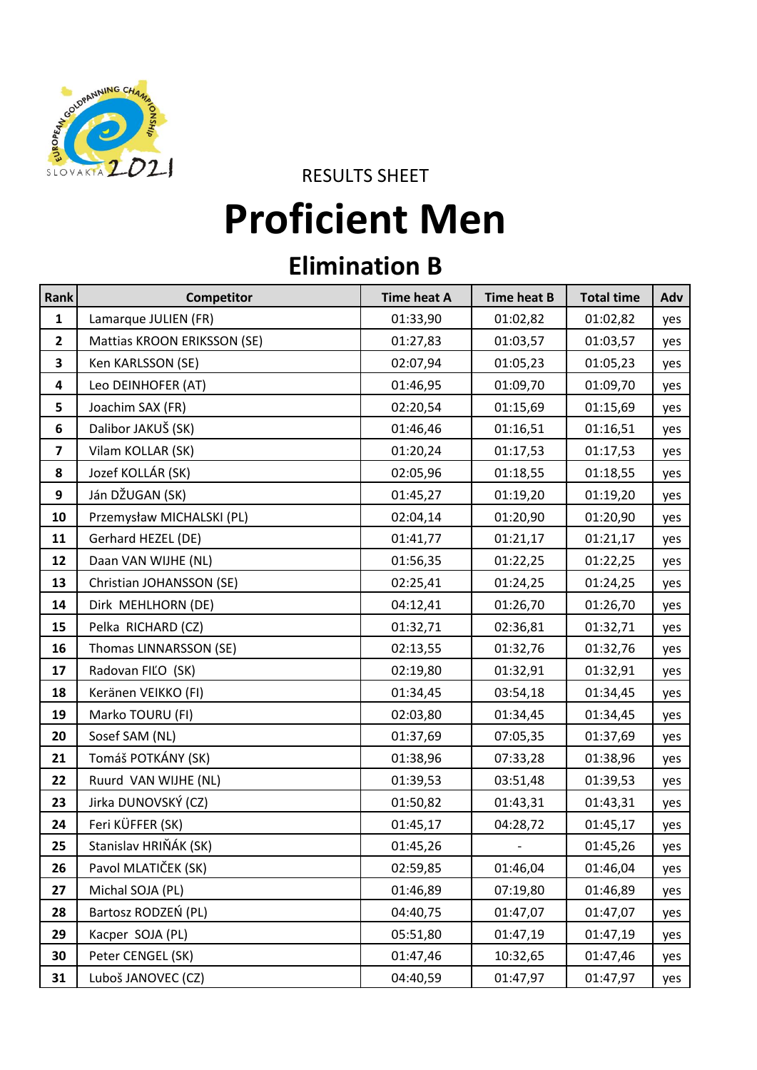RESULTS SHEET

# Proficient Men

## Elimination B

| Rank | Competitor | Time heat A | Time heat B | Total time | Adv |
|---|---|---|---|---|---|
| 1 | Lamarque JULIEN (FR) | 01:33,90 | 01:02,82 | 01:02,82 | yes |
| 2 | Mattias KROON ERIKSSON (SE) | 01:27,83 | 01:03,57 | 01:03,57 | yes |
| 3 | Ken KARLSSON (SE) | 02:07,94 | 01:05,23 | 01:05,23 | yes |
| 4 | Leo DEINHOFER (AT) | 01:46,95 | 01:09,70 | 01:09,70 | yes |
| 5 | Joachim SAX (FR) | 02:20,54 | 01:15,69 | 01:15,69 | yes |
| 6 | Dalibor JAKUŠ (SK) | 01:46,46 | 01:16,51 | 01:16,51 | yes |
| 7 | Vilam KOLLAR (SK) | 01:20,24 | 01:17,53 | 01:17,53 | yes |
| 8 | Jozef KOLLÁR (SK) | 02:05,96 | 01:18,55 | 01:18,55 | yes |
| 9 | Ján DŽUGAN (SK) | 01:45,27 | 01:19,20 | 01:19,20 | yes |
| 10 | Przemysław MICHALSKI (PL) | 02:04,14 | 01:20,90 | 01:20,90 | yes |
| 11 | Gerhard HEZEL (DE) | 01:41,77 | 01:21,17 | 01:21,17 | yes |
| 12 | Daan VAN WIJHE (NL) | 01:56,35 | 01:22,25 | 01:22,25 | yes |
| 13 | Christian JOHANSSON (SE) | 02:25,41 | 01:24,25 | 01:24,25 | yes |
| 14 | Dirk MEHLHORN (DE) | 04:12,41 | 01:26,70 | 01:26,70 | yes |
| 15 | Pelka RICHARD (CZ) | 01:32,71 | 02:36,81 | 01:32,71 | yes |
| 16 | Thomas LINNARSSON (SE) | 02:13,55 | 01:32,76 | 01:32,76 | yes |
| 17 | Radovan FIĽO (SK) | 02:19,80 | 01:32,91 | 01:32,91 | yes |
| 18 | Keränen VEIKKO (FI) | 01:34,45 | 03:54,18 | 01:34,45 | yes |
| 19 | Marko TOURU (FI) | 02:03,80 | 01:34,45 | 01:34,45 | yes |
| 20 | Sosef SAM (NL) | 01:37,69 | 07:05,35 | 01:37,69 | yes |
| 21 | Tomáš POTKÁNY (SK) | 01:38,96 | 07:33,28 | 01:38,96 | yes |
| 22 | Ruurd VAN WIJHE (NL) | 01:39,53 | 03:51,48 | 01:39,53 | yes |
| 23 | Jirka DUNOVSKÝ (CZ) | 01:50,82 | 01:43,31 | 01:43,31 | yes |
| 24 | Feri KÜFFER (SK) | 01:45,17 | 04:28,72 | 01:45,17 | yes |
| 25 | Stanislav HRIŇÁK (SK) | 01:45,26 | - | 01:45,26 | yes |
| 26 | Pavol MLATIČEK (SK) | 02:59,85 | 01:46,04 | 01:46,04 | yes |
| 27 | Michal SOJA (PL) | 01:46,89 | 07:19,80 | 01:46,89 | yes |
| 28 | Bartosz RODZEŃ (PL) | 04:40,75 | 01:47,07 | 01:47,07 | yes |
| 29 | Kacper SOJA (PL) | 05:51,80 | 01:47,19 | 01:47,19 | yes |
| 30 | Peter CENGEL (SK) | 01:47,46 | 10:32,65 | 01:47,46 | yes |
| 31 | Luboš JANOVEC (CZ) | 04:40,59 | 01:47,97 | 01:47,97 | yes |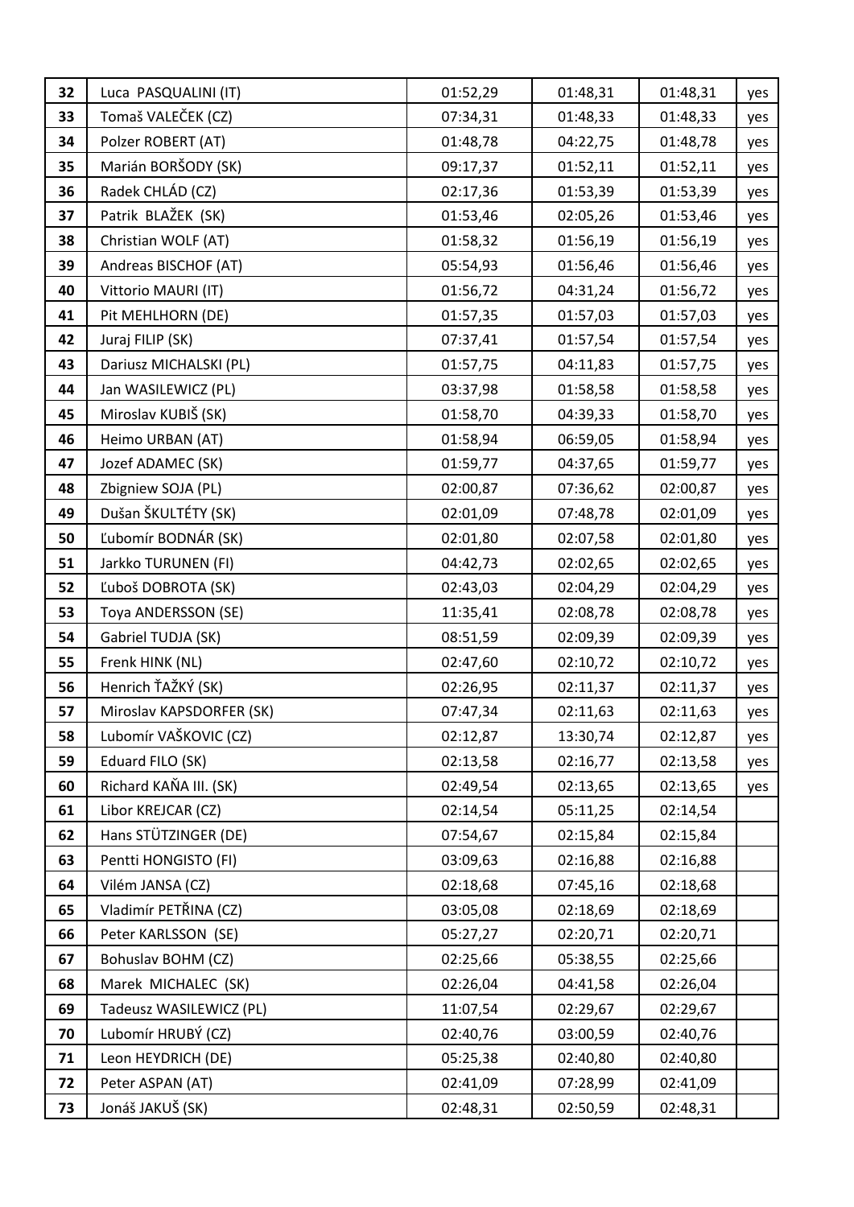| | | | | | |
|---|---|---|---|---|---|
| **32** | Luca PASQUALINI (IT) | 01:52,29 | 01:48,31 | 01:48,31 | yes |
| **33** | Tomaš VALEČEK (CZ) | 07:34,31 | 01:48,33 | 01:48,33 | yes |
| **34** | Polzer ROBERT (AT) | 01:48,78 | 04:22,75 | 01:48,78 | yes |
| **35** | Marián BORŠODY (SK) | 09:17,37 | 01:52,11 | 01:52,11 | yes |
| **36** | Radek CHLÁD (CZ) | 02:17,36 | 01:53,39 | 01:53,39 | yes |
| **37** | Patrik BLAŽEK (SK) | 01:53,46 | 02:05,26 | 01:53,46 | yes |
| **38** | Christian WOLF (AT) | 01:58,32 | 01:56,19 | 01:56,19 | yes |
| **39** | Andreas BISCHOF (AT) | 05:54,93 | 01:56,46 | 01:56,46 | yes |
| **40** | Vittorio MAURI (IT) | 01:56,72 | 04:31,24 | 01:56,72 | yes |
| **41** | Pit MEHLHORN (DE) | 01:57,35 | 01:57,03 | 01:57,03 | yes |
| **42** | Juraj FILIP (SK) | 07:37,41 | 01:57,54 | 01:57,54 | yes |
| **43** | Dariusz MICHALSKI (PL) | 01:57,75 | 04:11,83 | 01:57,75 | yes |
| **44** | Jan WASILEWICZ (PL) | 03:37,98 | 01:58,58 | 01:58,58 | yes |
| **45** | Miroslav KUBIŠ (SK) | 01:58,70 | 04:39,33 | 01:58,70 | yes |
| **46** | Heimo URBAN (AT) | 01:58,94 | 06:59,05 | 01:58,94 | yes |
| **47** | Jozef ADAMEC (SK) | 01:59,77 | 04:37,65 | 01:59,77 | yes |
| **48** | Zbigniew SOJA (PL) | 02:00,87 | 07:36,62 | 02:00,87 | yes |
| **49** | Dušan ŠKULTÉTY (SK) | 02:01,09 | 07:48,78 | 02:01,09 | yes |
| **50** | Ľubomír BODNÁR (SK) | 02:01,80 | 02:07,58 | 02:01,80 | yes |
| **51** | Jarkko TURUNEN (FI) | 04:42,73 | 02:02,65 | 02:02,65 | yes |
| **52** | Ľuboš DOBROTA (SK) | 02:43,03 | 02:04,29 | 02:04,29 | yes |
| **53** | Toya ANDERSSON (SE) | 11:35,41 | 02:08,78 | 02:08,78 | yes |
| **54** | Gabriel TUDJA (SK) | 08:51,59 | 02:09,39 | 02:09,39 | yes |
| **55** | Frenk HINK (NL) | 02:47,60 | 02:10,72 | 02:10,72 | yes |
| **56** | Henrich ŤAŽKÝ (SK) | 02:26,95 | 02:11,37 | 02:11,37 | yes |
| **57** | Miroslav KAPSDORFER (SK) | 07:47,34 | 02:11,63 | 02:11,63 | yes |
| **58** | Lubomír VAŠKOVIC (CZ) | 02:12,87 | 13:30,74 | 02:12,87 | yes |
| **59** | Eduard FILO (SK) | 02:13,58 | 02:16,77 | 02:13,58 | yes |
| **60** | Richard KAŇA III. (SK) | 02:49,54 | 02:13,65 | 02:13,65 | yes |
| **61** | Libor KREJCAR (CZ) | 02:14,54 | 05:11,25 | 02:14,54 | |
| **62** | Hans STÜTZINGER (DE) | 07:54,67 | 02:15,84 | 02:15,84 | |
| **63** | Pentti HONGISTO (FI) | 03:09,63 | 02:16,88 | 02:16,88 | |
| **64** | Vilém JANSA (CZ) | 02:18,68 | 07:45,16 | 02:18,68 | |
| **65** | Vladimír PETŘINA (CZ) | 03:05,08 | 02:18,69 | 02:18,69 | |
| **66** | Peter KARLSSON (SE) | 05:27,27 | 02:20,71 | 02:20,71 | |
| **67** | Bohuslav BOHM (CZ) | 02:25,66 | 05:38,55 | 02:25,66 | |
| **68** | Marek MICHALEC (SK) | 02:26,04 | 04:41,58 | 02:26,04 | |
| **69** | Tadeusz WASILEWICZ (PL) | 11:07,54 | 02:29,67 | 02:29,67 | |
| **70** | Lubomír HRUBÝ (CZ) | 02:40,76 | 03:00,59 | 02:40,76 | |
| **71** | Leon HEYDRICH (DE) | 05:25,38 | 02:40,80 | 02:40,80 | |
| **72** | Peter ASPAN (AT) | 02:41,09 | 07:28,99 | 02:41,09 | |
| **73** | Jonáš JAKUŠ (SK) | 02:48,31 | 02:50,59 | 02:48,31 | |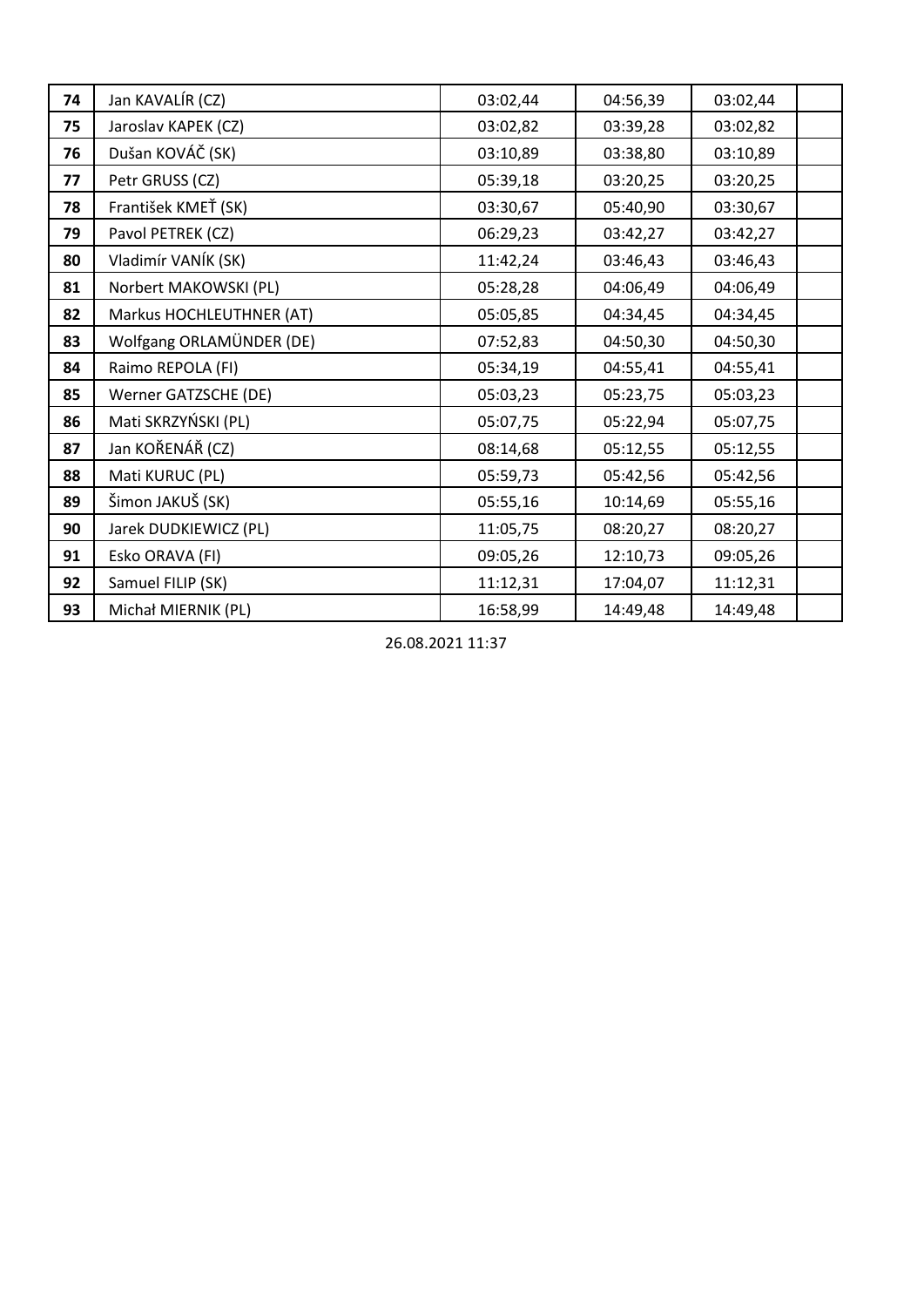| | | | | | |
|---|---|---|---|---|---|
| **74** | Jan KAVALÍR (CZ) | 03:02,44 | 04:56,39 | 03:02,44 | |
| **75** | Jaroslav KAPEK (CZ) | 03:02,82 | 03:39,28 | 03:02,82 | |
| **76** | Dušan KOVÁČ (SK) | 03:10,89 | 03:38,80 | 03:10,89 | |
| **77** | Petr GRUSS (CZ) | 05:39,18 | 03:20,25 | 03:20,25 | |
| **78** | František KMEŤ (SK) | 03:30,67 | 05:40,90 | 03:30,67 | |
| **79** | Pavol PETREK (CZ) | 06:29,23 | 03:42,27 | 03:42,27 | |
| **80** | Vladimír VANÍK (SK) | 11:42,24 | 03:46,43 | 03:46,43 | |
| **81** | Norbert MAKOWSKI (PL) | 05:28,28 | 04:06,49 | 04:06,49 | |
| **82** | Markus HOCHLEUTHNER (AT) | 05:05,85 | 04:34,45 | 04:34,45 | |
| **83** | Wolfgang ORLAMÜNDER (DE) | 07:52,83 | 04:50,30 | 04:50,30 | |
| **84** | Raimo REPOLA (FI) | 05:34,19 | 04:55,41 | 04:55,41 | |
| **85** | Werner GATZSCHE (DE) | 05:03,23 | 05:23,75 | 05:03,23 | |
| **86** | Mati SKRZYŃSKI (PL) | 05:07,75 | 05:22,94 | 05:07,75 | |
| **87** | Jan KOŘENÁŘ (CZ) | 08:14,68 | 05:12,55 | 05:12,55 | |
| **88** | Mati KURUC (PL) | 05:59,73 | 05:42,56 | 05:42,56 | |
| **89** | Šimon JAKUŠ (SK) | 05:55,16 | 10:14,69 | 05:55,16 | |
| **90** | Jarek DUDKIEWICZ (PL) | 11:05,75 | 08:20,27 | 08:20,27 | |
| **91** | Esko ORAVA (FI) | 09:05,26 | 12:10,73 | 09:05,26 | |
| **92** | Samuel FILIP (SK) | 11:12,31 | 17:04,07 | 11:12,31 | |
| **93** | Michał MIERNIK (PL) | 16:58,99 | 14:49,48 | 14:49,48 | |

26.08.2021 11:37